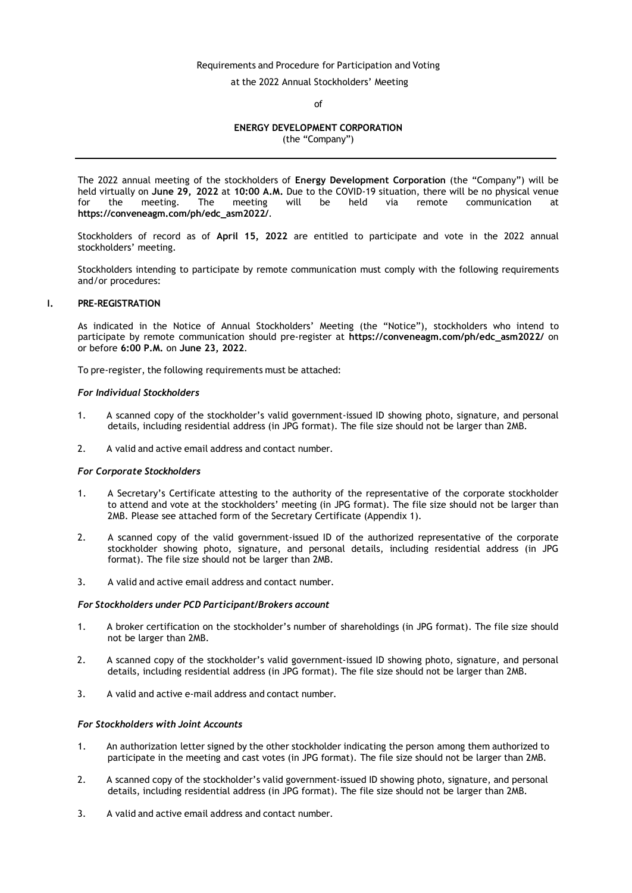Requirements and Procedure for Participation and Voting

at the 2022 Annual Stockholders' Meeting

of

**ENERGY DEVELOPMENT CORPORATION**

(the "Company")

---

The 2022 annual meeting of the stockholders of **Energy Development Corporation** (the "Company") will be held virtually on **June 29, 2022** at **10:00 A.M.** Due to the COVID-19 situation, there will be no physical venue for the meeting. The meeting will be held via remote communication at **https://conveneagm.com/ph/edc_asm2022/**.

Stockholders of record as of **April 15, 2022** are entitled to participate and vote in the 2022 annual stockholders' meeting.

Stockholders intending to participate by remote communication must comply with the following requirements and/or procedures:

## I. PRE-REGISTRATION

As indicated in the Notice of Annual Stockholders' Meeting (the "Notice"), stockholders who intend to participate by remote communication should pre-register at **https://conveneagm.com/ph/edc_asm2022/** on or before **6:00 P.M.** on **June 23, 2022**.

To pre-register, the following requirements must be attached:

***For Individual Stockholders***

1. A scanned copy of the stockholder's valid government-issued ID showing photo, signature, and personal details, including residential address (in JPG format). The file size should not be larger than 2MB.
2. A valid and active email address and contact number.

***For Corporate Stockholders***

1. A Secretary's Certificate attesting to the authority of the representative of the corporate stockholder to attend and vote at the stockholders' meeting (in JPG format). The file size should not be larger than 2MB. Please see attached form of the Secretary Certificate (Appendix 1).
2. A scanned copy of the valid government-issued ID of the authorized representative of the corporate stockholder showing photo, signature, and personal details, including residential address (in JPG format). The file size should not be larger than 2MB.
3. A valid and active email address and contact number.

***For Stockholders under PCD Participant/Brokers account***

1. A broker certification on the stockholder's number of shareholdings (in JPG format). The file size should not be larger than 2MB.
2. A scanned copy of the stockholder's valid government-issued ID showing photo, signature, and personal details, including residential address (in JPG format). The file size should not be larger than 2MB.
3. A valid and active e-mail address and contact number.

***For Stockholders with Joint Accounts***

1. An authorization letter signed by the other stockholder indicating the person among them authorized to participate in the meeting and cast votes (in JPG format). The file size should not be larger than 2MB.
2. A scanned copy of the stockholder's valid government-issued ID showing photo, signature, and personal details, including residential address (in JPG format). The file size should not be larger than 2MB.
3. A valid and active email address and contact number.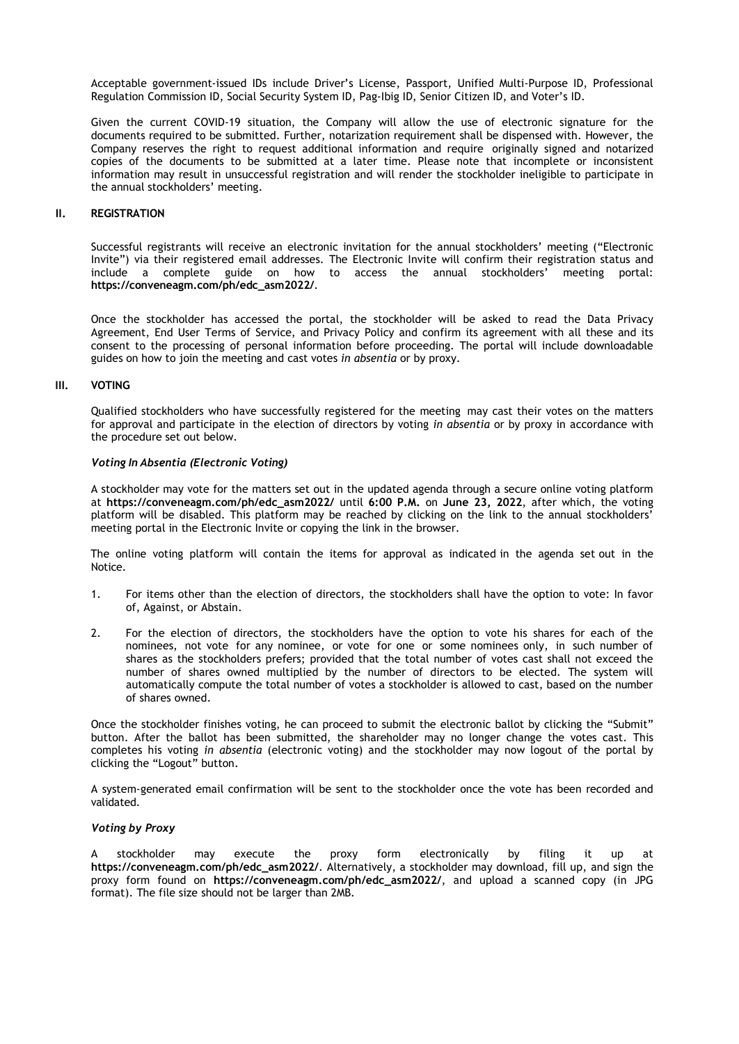Acceptable government-issued IDs include Driver's License, Passport, Unified Multi-Purpose ID, Professional Regulation Commission ID, Social Security System ID, Pag-Ibig ID, Senior Citizen ID, and Voter's ID.

Given the current COVID-19 situation, the Company will allow the use of electronic signature for the documents required to be submitted. Further, notarization requirement shall be dispensed with. However, the Company reserves the right to request additional information and require originally signed and notarized copies of the documents to be submitted at a later time. Please note that incomplete or inconsistent information may result in unsuccessful registration and will render the stockholder ineligible to participate in the annual stockholders' meeting.

## II. REGISTRATION

Successful registrants will receive an electronic invitation for the annual stockholders' meeting ("Electronic Invite") via their registered email addresses. The Electronic Invite will confirm their registration status and include a complete guide on how to access the annual stockholders' meeting portal: **https://conveneagm.com/ph/edc_asm2022/**.

Once the stockholder has accessed the portal, the stockholder will be asked to read the Data Privacy Agreement, End User Terms of Service, and Privacy Policy and confirm its agreement with all these and its consent to the processing of personal information before proceeding. The portal will include downloadable guides on how to join the meeting and cast votes *in absentia* or by proxy.

## III. VOTING

Qualified stockholders who have successfully registered for the meeting may cast their votes on the matters for approval and participate in the election of directors by voting *in absentia* or by proxy in accordance with the procedure set out below.

***Voting In Absentia (Electronic Voting)***

A stockholder may vote for the matters set out in the updated agenda through a secure online voting platform at **https://conveneagm.com/ph/edc_asm2022/** until **6:00 P.M.** on **June 23, 2022**, after which, the voting platform will be disabled. This platform may be reached by clicking on the link to the annual stockholders' meeting portal in the Electronic Invite or copying the link in the browser.

The online voting platform will contain the items for approval as indicated in the agenda set out in the Notice.

1. For items other than the election of directors, the stockholders shall have the option to vote: In favor of, Against, or Abstain.
2. For the election of directors, the stockholders have the option to vote his shares for each of the nominees, not vote for any nominee, or vote for one or some nominees only, in such number of shares as the stockholders prefers; provided that the total number of votes cast shall not exceed the number of shares owned multiplied by the number of directors to be elected. The system will automatically compute the total number of votes a stockholder is allowed to cast, based on the number of shares owned.

Once the stockholder finishes voting, he can proceed to submit the electronic ballot by clicking the "Submit" button. After the ballot has been submitted, the shareholder may no longer change the votes cast. This completes his voting *in absentia* (electronic voting) and the stockholder may now logout of the portal by clicking the "Logout" button.

A system-generated email confirmation will be sent to the stockholder once the vote has been recorded and validated.

***Voting by Proxy***

A stockholder may execute the proxy form electronically by filing it up at **https://conveneagm.com/ph/edc_asm2022/**. Alternatively, a stockholder may download, fill up, and sign the proxy form found on **https://conveneagm.com/ph/edc_asm2022/**, and upload a scanned copy (in JPG format). The file size should not be larger than 2MB.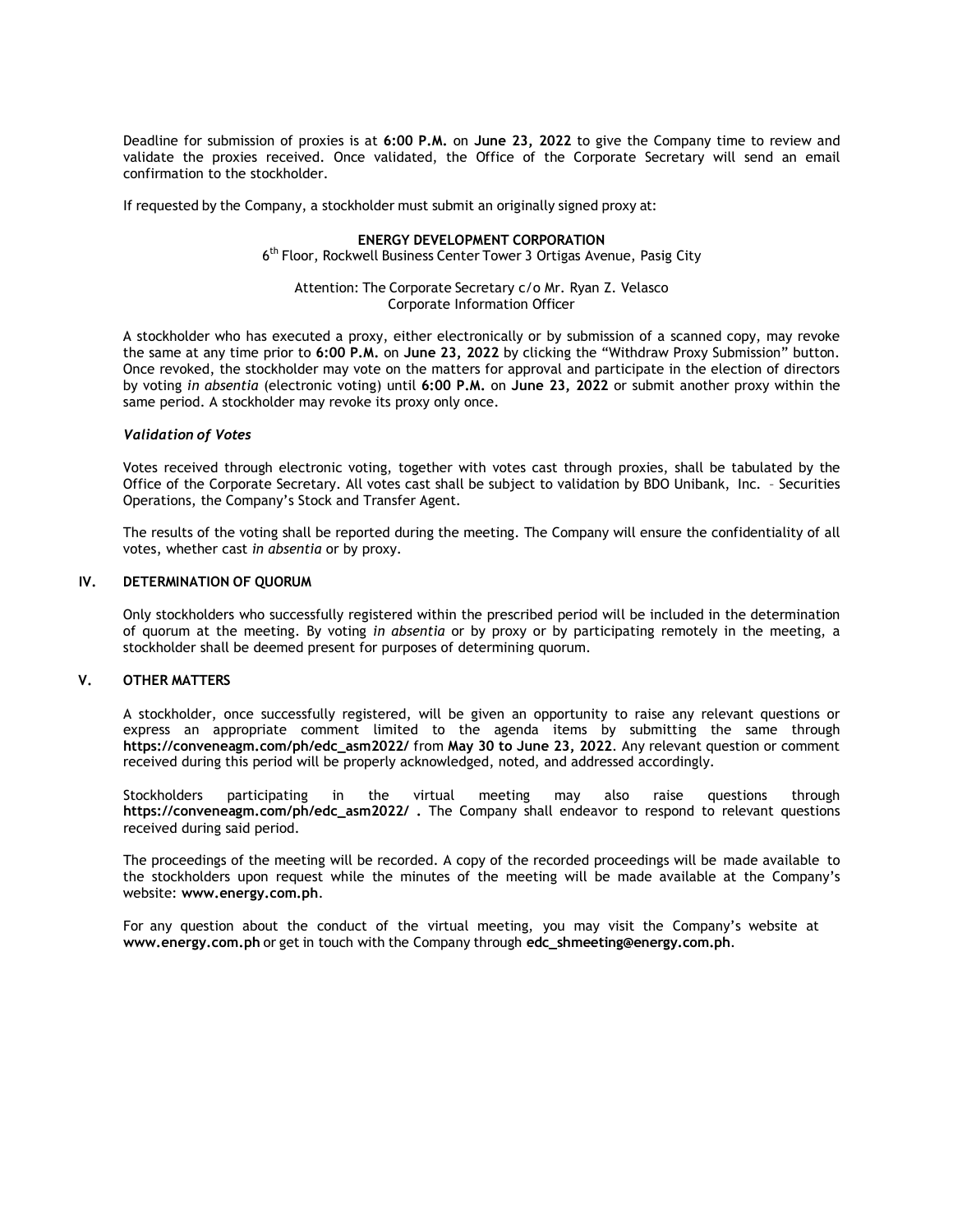Deadline for submission of proxies is at **6:00 P.M.** on **June 23, 2022** to give the Company time to review and validate the proxies received. Once validated, the Office of the Corporate Secretary will send an email confirmation to the stockholder.

If requested by the Company, a stockholder must submit an originally signed proxy at:

**ENERGY DEVELOPMENT CORPORATION**
6th Floor, Rockwell Business Center Tower 3 Ortigas Avenue, Pasig City

Attention: The Corporate Secretary c/o Mr. Ryan Z. Velasco
Corporate Information Officer

A stockholder who has executed a proxy, either electronically or by submission of a scanned copy, may revoke the same at any time prior to **6:00 P.M.** on **June 23, 2022** by clicking the "Withdraw Proxy Submission" button. Once revoked, the stockholder may vote on the matters for approval and participate in the election of directors by voting *in absentia* (electronic voting) until **6:00 P.M.** on **June 23, 2022** or submit another proxy within the same period. A stockholder may revoke its proxy only once.

***Validation of Votes***

Votes received through electronic voting, together with votes cast through proxies, shall be tabulated by the Office of the Corporate Secretary. All votes cast shall be subject to validation by BDO Unibank, Inc. – Securities Operations, the Company's Stock and Transfer Agent.

The results of the voting shall be reported during the meeting. The Company will ensure the confidentiality of all votes, whether cast *in absentia* or by proxy.

## IV. DETERMINATION OF QUORUM

Only stockholders who successfully registered within the prescribed period will be included in the determination of quorum at the meeting. By voting *in absentia* or by proxy or by participating remotely in the meeting, a stockholder shall be deemed present for purposes of determining quorum.

## V. OTHER MATTERS

A stockholder, once successfully registered, will be given an opportunity to raise any relevant questions or express an appropriate comment limited to the agenda items by submitting the same through **https://conveneagm.com/ph/edc_asm2022/** from **May 30 to June 23, 2022**. Any relevant question or comment received during this period will be properly acknowledged, noted, and addressed accordingly.

Stockholders participating in the virtual meeting may also raise questions through **https://conveneagm.com/ph/edc_asm2022/ .** The Company shall endeavor to respond to relevant questions received during said period.

The proceedings of the meeting will be recorded. A copy of the recorded proceedings will be made available to the stockholders upon request while the minutes of the meeting will be made available at the Company's website: **www.energy.com.ph**.

For any question about the conduct of the virtual meeting, you may visit the Company's website at **www.energy.com.ph** or get in touch with the Company through **edc_shmeeting@energy.com.ph**.